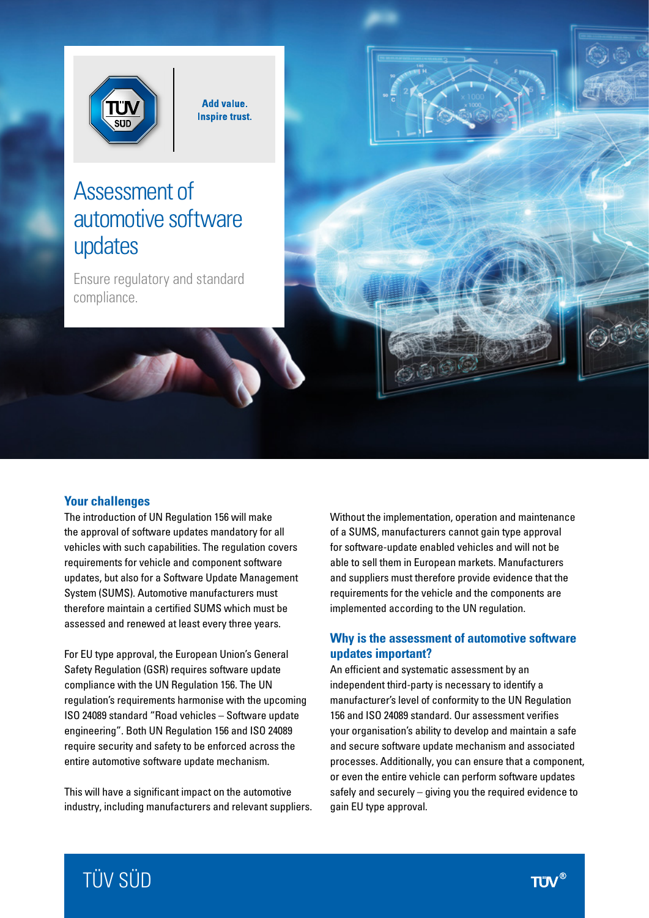TÜV SÜD

**Add value. Inspire trust.**

# Assessment of automotive software updates

Ensure regulatory and standard compliance.

## Your challenges

The introduction of UN Regulation 156 will make the approval of software updates mandatory for all vehicles with such capabilities. The regulation covers requirements for vehicle and component software updates, but also for a Software Update Management System (SUMS). Automotive manufacturers must therefore maintain a certified SUMS which must be assessed and renewed at least every three years.

For EU type approval, the European Union's General Safety Regulation (GSR) requires software update compliance with the UN Regulation 156. The UN regulation's requirements harmonise with the upcoming ISO 24089 standard "Road vehicles – Software update engineering". Both UN Regulation 156 and ISO 24089 require security and safety to be enforced across the entire automotive software update mechanism.

This will have a significant impact on the automotive industry, including manufacturers and relevant suppliers.

Without the implementation, operation and maintenance of a SUMS, manufacturers cannot gain type approval for software-update enabled vehicles and will not be able to sell them in European markets. Manufacturers and suppliers must therefore provide evidence that the requirements for the vehicle and the components are implemented according to the UN regulation.

## Why is the assessment of automotive software updates important?

An efficient and systematic assessment by an independent third-party is necessary to identify a manufacturer's level of conformity to the UN Regulation 156 and ISO 24089 standard. Our assessment verifies your organisation's ability to develop and maintain a safe and secure software update mechanism and associated processes. Additionally, you can ensure that a component, or even the entire vehicle can perform software updates safely and securely – giving you the required evidence to gain EU type approval.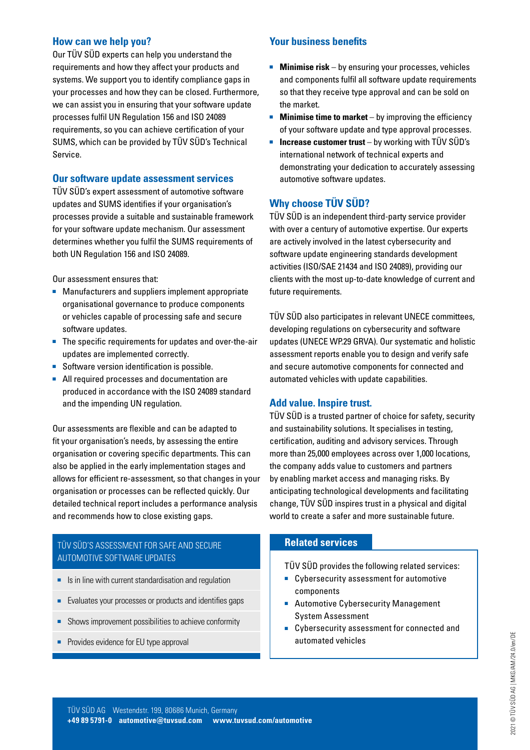## How can we help you?

Our TÜV SÜD experts can help you understand the requirements and how they affect your products and systems. We support you to identify compliance gaps in your processes and how they can be closed. Furthermore, we can assist you in ensuring that your software update processes fulfil UN Regulation 156 and ISO 24089 requirements, so you can achieve certification of your SUMS, which can be provided by TÜV SÜD's Technical Service.

## Our software update assessment services

TÜV SÜD's expert assessment of automotive software updates and SUMS identifies if your organisation's processes provide a suitable and sustainable framework for your software update mechanism. Our assessment determines whether you fulfil the SUMS requirements of both UN Regulation 156 and ISO 24089.

Our assessment ensures that:

- Manufacturers and suppliers implement appropriate organisational governance to produce components or vehicles capable of processing safe and secure software updates.
- The specific requirements for updates and over-the-air updates are implemented correctly.
- Software version identification is possible.
- All required processes and documentation are produced in accordance with the ISO 24089 standard and the impending UN regulation.

Our assessments are flexible and can be adapted to fit your organisation's needs, by assessing the entire organisation or covering specific departments. This can also be applied in the early implementation stages and allows for efficient re-assessment, so that changes in your organisation or processes can be reflected quickly. Our detailed technical report includes a performance analysis and recommends how to close existing gaps.

### TÜV SÜD'S ASSESSMENT FOR SAFE AND SECURE AUTOMOTIVE SOFTWARE UPDATES

- Is in line with current standardisation and regulation
- Evaluates your processes or products and identifies gaps
- Shows improvement possibilities to achieve conformity
- Provides evidence for EU type approval

## Your business benefits

- **Minimise risk** – by ensuring your processes, vehicles and components fulfil all software update requirements so that they receive type approval and can be sold on the market.
- **Minimise time to market** – by improving the efficiency of your software update and type approval processes.
- **Increase customer trust** – by working with TÜV SÜD's international network of technical experts and demonstrating your dedication to accurately assessing automotive software updates.

## Why choose TÜV SÜD?

TÜV SÜD is an independent third-party service provider with over a century of automotive expertise. Our experts are actively involved in the latest cybersecurity and software update engineering standards development activities (ISO/SAE 21434 and ISO 24089), providing our clients with the most up-to-date knowledge of current and future requirements.

TÜV SÜD also participates in relevant UNECE committees, developing regulations on cybersecurity and software updates (UNECE WP.29 GRVA). Our systematic and holistic assessment reports enable you to design and verify safe and secure automotive components for connected and automated vehicles with update capabilities.

## Add value. Inspire trust.

TÜV SÜD is a trusted partner of choice for safety, security and sustainability solutions. It specialises in testing, certification, auditing and advisory services. Through more than 25,000 employees across over 1,000 locations, the company adds value to customers and partners by enabling market access and managing risks. By anticipating technological developments and facilitating change, TÜV SÜD inspires trust in a physical and digital world to create a safer and more sustainable future.

### Related services

TÜV SÜD provides the following related services:

- Cybersecurity assessment for automotive components
- Automotive Cybersecurity Management System Assessment
- Cybersecurity assessment for connected and automated vehicles

TÜV SÜD AG Westendstr. 199, 80686 Munich, Germany
**+49 89 5791-0 automotive@tuvsud.com www.tuvsud.com/automotive**

2021 © TÜV SÜD AG | MKG/AM/24.0/en/DE